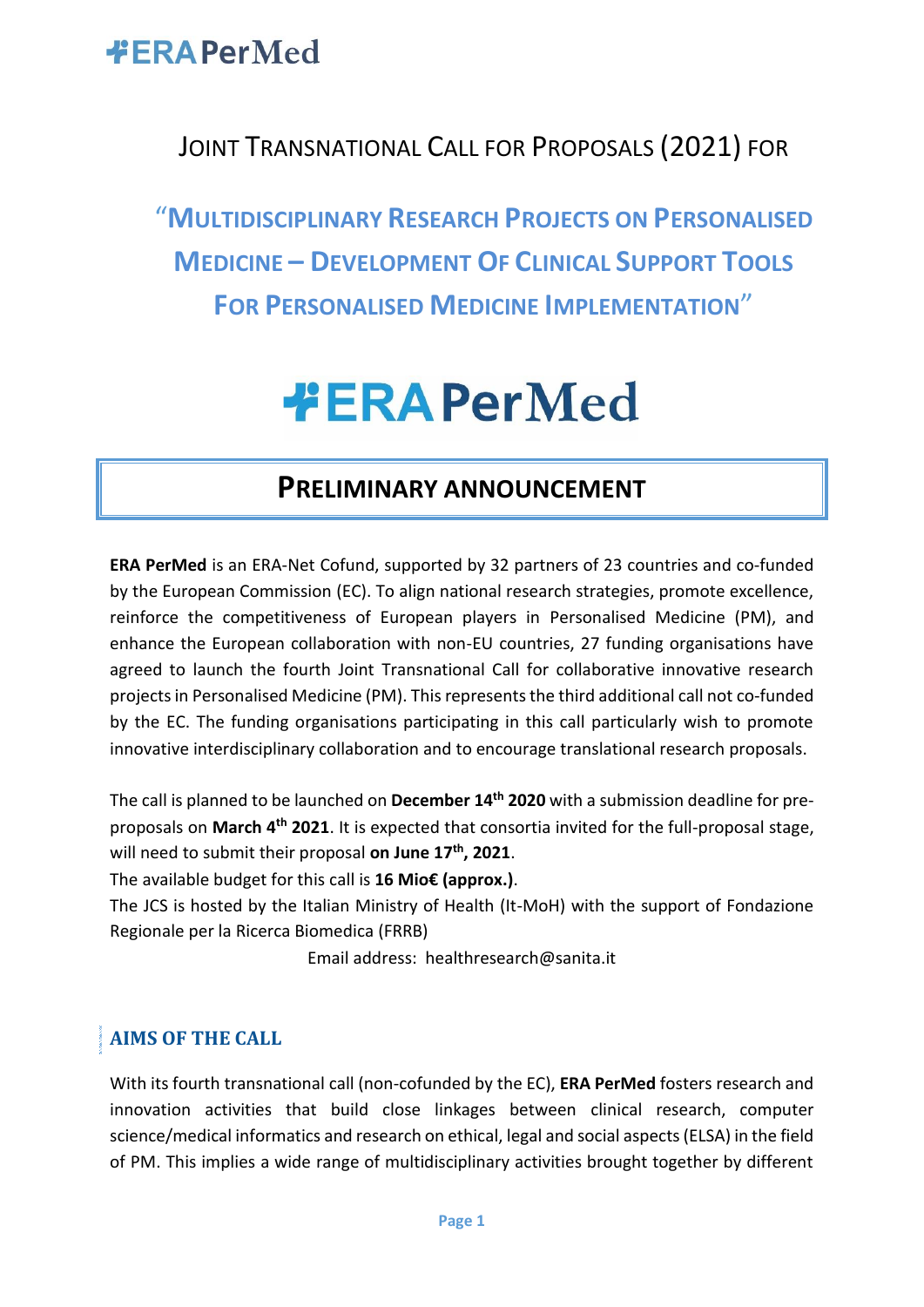# Joint Transnational Call for Proposals (2021) for

## "Multidisciplinary Research Projects on Personalised Medicine – Development Of Clinical Support Tools for Personalised Medicine Implementation"

## Preliminary Announcement

**ERA PerMed** is an ERA-Net Cofund, supported by 32 partners of 23 countries and co-funded by the European Commission (EC). To align national research strategies, promote excellence, reinforce the competitiveness of European players in Personalised Medicine (PM), and enhance the European collaboration with non-EU countries, 27 funding organisations have agreed to launch the fourth Joint Transnational Call for collaborative innovative research projects in Personalised Medicine (PM). This represents the third additional call not co-funded by the EC. The funding organisations participating in this call particularly wish to promote innovative interdisciplinary collaboration and to encourage translational research proposals.

The call is planned to be launched on **December 14th 2020** with a submission deadline for pre-proposals on **March 4th 2021**. It is expected that consortia invited for the full-proposal stage, will need to submit their proposal **on June 17th, 2021**.

The available budget for this call is **16 Mio€ (approx.)**.

The JCS is hosted by the Italian Ministry of Health (It-MoH) with the support of Fondazione Regionale per la Ricerca Biomedica (FRRB)

Email address: healthresearch@sanita.it

## AIMS OF THE CALL

With its fourth transnational call (non-cofunded by the EC), **ERA PerMed** fosters research and innovation activities that build close linkages between clinical research, computer science/medical informatics and research on ethical, legal and social aspects (ELSA) in the field of PM. This implies a wide range of multidisciplinary activities brought together by different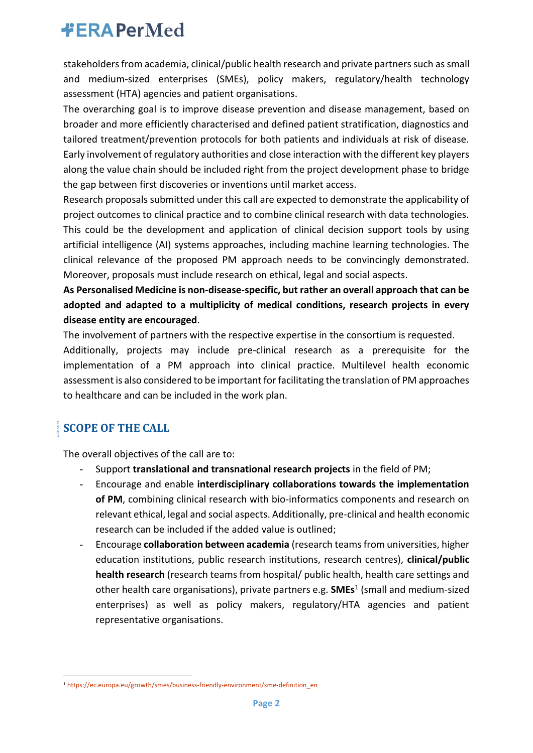stakeholders from academia, clinical/public health research and private partners such as small and medium-sized enterprises (SMEs), policy makers, regulatory/health technology assessment (HTA) agencies and patient organisations.

The overarching goal is to improve disease prevention and disease management, based on broader and more efficiently characterised and defined patient stratification, diagnostics and tailored treatment/prevention protocols for both patients and individuals at risk of disease. Early involvement of regulatory authorities and close interaction with the different key players along the value chain should be included right from the project development phase to bridge the gap between first discoveries or inventions until market access.

Research proposals submitted under this call are expected to demonstrate the applicability of project outcomes to clinical practice and to combine clinical research with data technologies. This could be the development and application of clinical decision support tools by using artificial intelligence (AI) systems approaches, including machine learning technologies. The clinical relevance of the proposed PM approach needs to be convincingly demonstrated. Moreover, proposals must include research on ethical, legal and social aspects.

**As Personalised Medicine is non-disease-specific, but rather an overall approach that can be adopted and adapted to a multiplicity of medical conditions, research projects in every disease entity are encouraged**.

The involvement of partners with the respective expertise in the consortium is requested.

Additionally, projects may include pre-clinical research as a prerequisite for the implementation of a PM approach into clinical practice. Multilevel health economic assessment is also considered to be important for facilitating the translation of PM approaches to healthcare and can be included in the work plan.

## SCOPE OF THE CALL

The overall objectives of the call are to:

- Support **translational and transnational research projects** in the field of PM;
- Encourage and enable **interdisciplinary collaborations towards the implementation of PM**, combining clinical research with bio-informatics components and research on relevant ethical, legal and social aspects. Additionally, pre-clinical and health economic research can be included if the added value is outlined;
- Encourage **collaboration between academia** (research teams from universities, higher education institutions, public research institutions, research centres), **clinical/public health research** (research teams from hospital/ public health, health care settings and other health care organisations), private partners e.g. **SMEs**[1] (small and medium-sized enterprises) as well as policy makers, regulatory/HTA agencies and patient representative organisations.

[1] https://ec.europa.eu/growth/smes/business-friendly-environment/sme-definition_en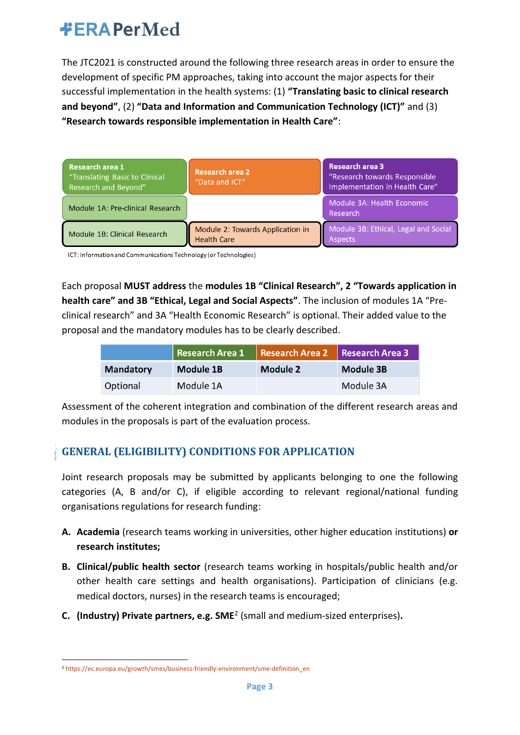The JTC2021 is constructed around the following three research areas in order to ensure the development of specific PM approaches, taking into account the major aspects for their successful implementation in the health systems: (1) **"Translating basic to clinical research and beyond"**, (2) **"Data and Information and Communication Technology (ICT)"** and (3) **"Research towards responsible implementation in Health Care"**:

| Research area 1 "Translating Basic to Clinical Research and Beyond" | Research area 2 "Data and ICT" | Research area 3 "Research towards Responsible Implementation in Health Care" |
|---|---|---|
| Module 1A: Pre-clinical Research | | Module 3A: Health Economic Research |
| Module 1B: Clinical Research | Module 2: Towards Application in Health Care | Module 3B: Ethical, Legal and Social Aspects |

ICT: Information and Communications Technology (or Technologies)

Each proposal **MUST address** the **modules 1B "Clinical Research", 2 "Towards application in health care" and 3B "Ethical, Legal and Social Aspects"**. The inclusion of modules 1A "Pre-clinical research" and 3A "Health Economic Research" is optional. Their added value to the proposal and the mandatory modules has to be clearly described.

| | Research Area 1 | Research Area 2 | Research Area 3 |
|---|---|---|---|
| **Mandatory** | **Module 1B** | **Module 2** | **Module 3B** |
| Optional | Module 1A | | Module 3A |

Assessment of the coherent integration and combination of the different research areas and modules in the proposals is part of the evaluation process.

## GENERAL (ELIGIBILITY) CONDITIONS FOR APPLICATION

Joint research proposals may be submitted by applicants belonging to one the following categories (A, B and/or C), if eligible according to relevant regional/national funding organisations regulations for research funding:

**A.** **Academia** (research teams working in universities, other higher education institutions) **or research institutes;**

**B.** **Clinical/public health sector** (research teams working in hospitals/public health and/or other health care settings and health organisations). Participation of clinicians (e.g. medical doctors, nurses) in the research teams is encouraged;

**C.** **(Industry) Private partners, e.g. SME**[2] (small and medium-sized enterprises)**.**

[2] https://ec.europa.eu/growth/smes/business-friendly-environment/sme-definition_en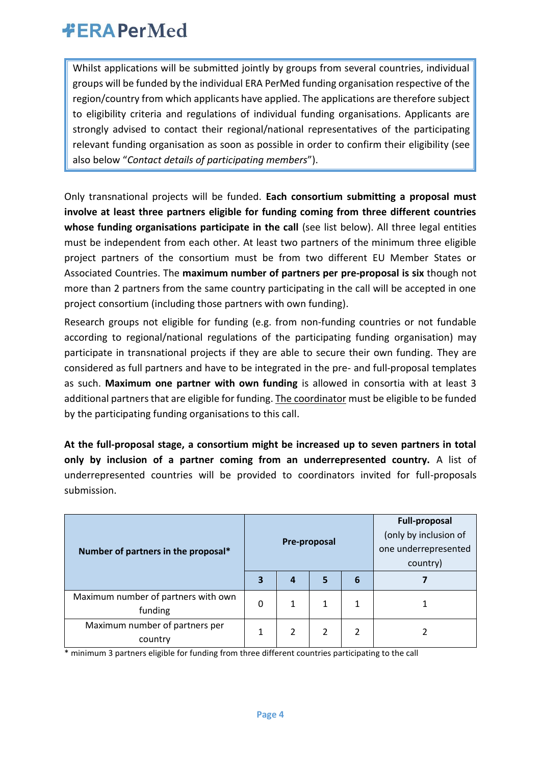> Whilst applications will be submitted jointly by groups from several countries, individual groups will be funded by the individual ERA PerMed funding organisation respective of the region/country from which applicants have applied. The applications are therefore subject to eligibility criteria and regulations of individual funding organisations. Applicants are strongly advised to contact their regional/national representatives of the participating relevant funding organisation as soon as possible in order to confirm their eligibility (see also below "*Contact details of participating members*").

Only transnational projects will be funded. **Each consortium submitting a proposal must involve at least three partners eligible for funding coming from three different countries whose funding organisations participate in the call** (see list below). All three legal entities must be independent from each other. At least two partners of the minimum three eligible project partners of the consortium must be from two different EU Member States or Associated Countries. The **maximum number of partners per pre-proposal is six** though not more than 2 partners from the same country participating in the call will be accepted in one project consortium (including those partners with own funding).

Research groups not eligible for funding (e.g. from non-funding countries or not fundable according to regional/national regulations of the participating funding organisation) may participate in transnational projects if they are able to secure their own funding. They are considered as full partners and have to be integrated in the pre- and full-proposal templates as such. **Maximum one partner with own funding** is allowed in consortia with at least 3 additional partners that are eligible for funding. The coordinator must be eligible to be funded by the participating funding organisations to this call.

**At the full-proposal stage, a consortium might be increased up to seven partners in total only by inclusion of a partner coming from an underrepresented country.** A list of underrepresented countries will be provided to coordinators invited for full-proposals submission.

| Number of partners in the proposal* | Pre-proposal | | | | Full-proposal (only by inclusion of one underrepresented country) |
|---|---|---|---|---|---|
| | 3 | 4 | 5 | 6 | 7 |
| Maximum number of partners with own funding | 0 | 1 | 1 | 1 | 1 |
| Maximum number of partners per country | 1 | 2 | 2 | 2 | 2 |

\* minimum 3 partners eligible for funding from three different countries participating to the call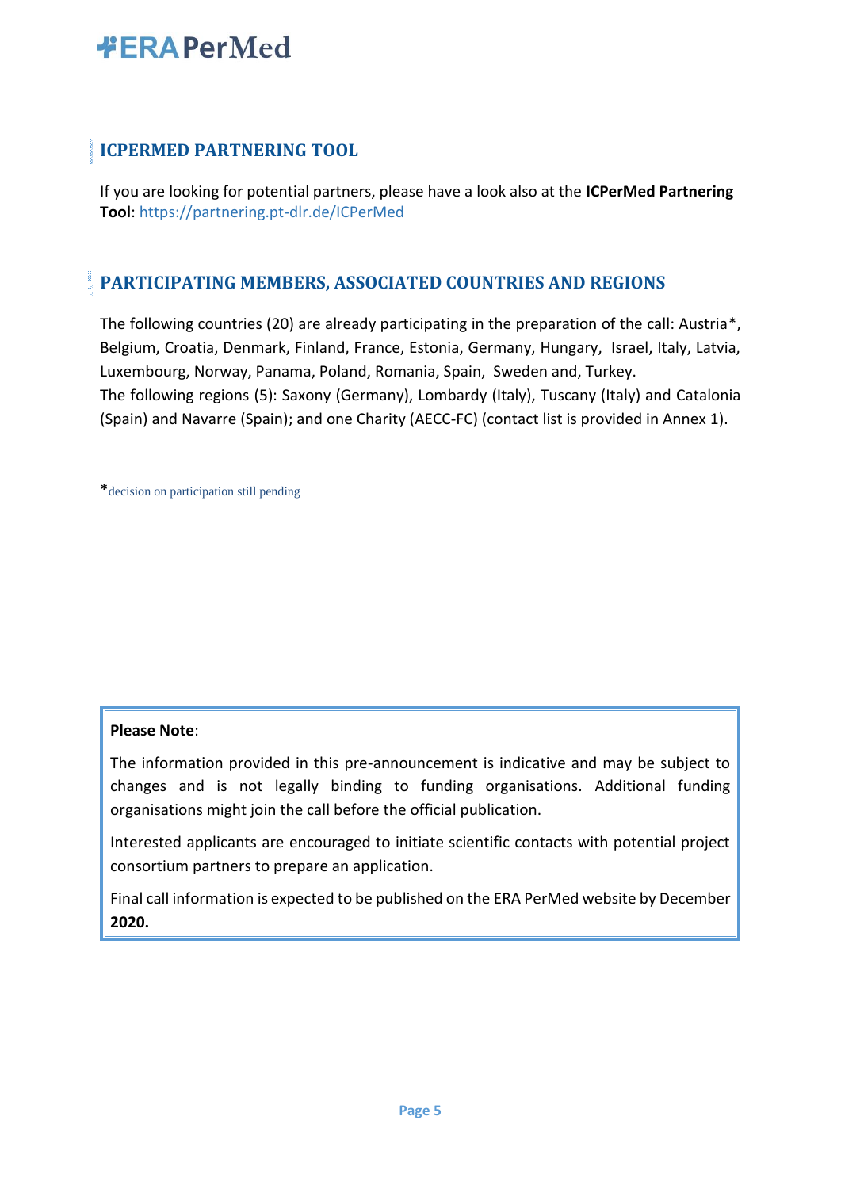## ICPERMED PARTNERING TOOL

If you are looking for potential partners, please have a look also at the **ICPerMed Partnering Tool**: https://partnering.pt-dlr.de/ICPerMed

## PARTICIPATING MEMBERS, ASSOCIATED COUNTRIES AND REGIONS

The following countries (20) are already participating in the preparation of the call: Austria*, Belgium, Croatia, Denmark, Finland, France, Estonia, Germany, Hungary, Israel, Italy, Latvia, Luxembourg, Norway, Panama, Poland, Romania, Spain, Sweden and, Turkey.
The following regions (5): Saxony (Germany), Lombardy (Italy), Tuscany (Italy) and Catalonia (Spain) and Navarre (Spain); and one Charity (AECC-FC) (contact list is provided in Annex 1).

*decision on participation still pending

> **Please Note**:
>
> The information provided in this pre-announcement is indicative and may be subject to changes and is not legally binding to funding organisations. Additional funding organisations might join the call before the official publication.
>
> Interested applicants are encouraged to initiate scientific contacts with potential project consortium partners to prepare an application.
>
> Final call information is expected to be published on the ERA PerMed website by December **2020.**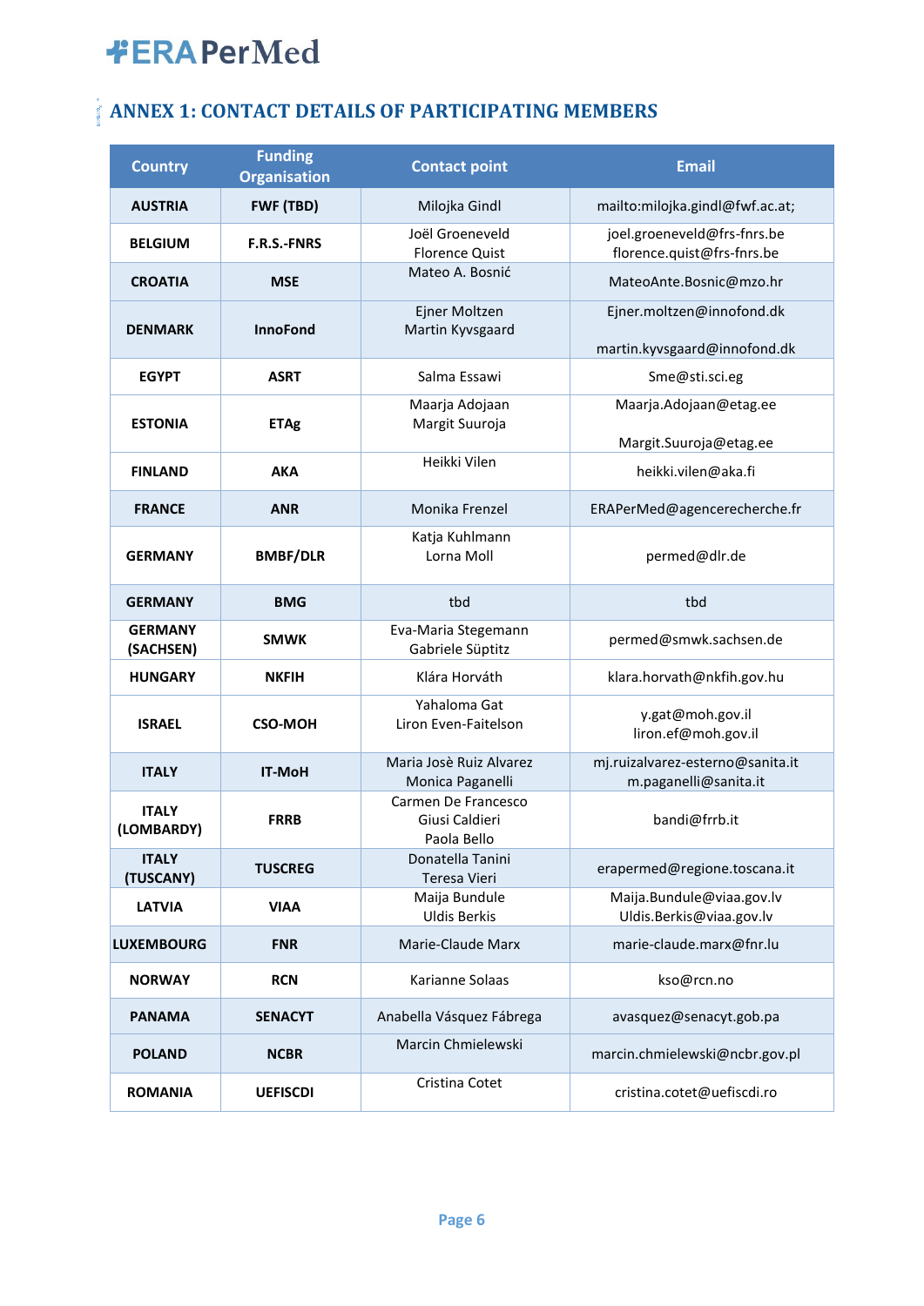## ANNEX 1: CONTACT DETAILS OF PARTICIPATING MEMBERS

| Country | Funding Organisation | Contact point | Email |
|---|---|---|---|
| **AUSTRIA** | **FWF (TBD)** | Milojka Gindl | mailto:milojka.gindl@fwf.ac.at; |
| **BELGIUM** | **F.R.S.-FNRS** | Joël Groeneveld<br>Florence Quist | joel.groeneveld@frs-fnrs.be<br>florence.quist@frs-fnrs.be |
| **CROATIA** | **MSE** | Mateo A. Bosnić | MateoAnte.Bosnic@mzo.hr |
| **DENMARK** | **InnoFond** | Ejner Moltzen<br>Martin Kyvsgaard | Ejner.moltzen@innofond.dk<br>martin.kyvsgaard@innofond.dk |
| **EGYPT** | **ASRT** | Salma Essawi | Sme@sti.sci.eg |
| **ESTONIA** | **ETAg** | Maarja Adojaan<br>Margit Suuroja | Maarja.Adojaan@etag.ee<br>Margit.Suuroja@etag.ee |
| **FINLAND** | **AKA** | Heikki Vilen | heikki.vilen@aka.fi |
| **FRANCE** | **ANR** | Monika Frenzel | ERAPerMed@agencerecherche.fr |
| **GERMANY** | **BMBF/DLR** | Katja Kuhlmann<br>Lorna Moll | permed@dlr.de |
| **GERMANY** | **BMG** | tbd | tbd |
| **GERMANY (SACHSEN)** | **SMWK** | Eva-Maria Stegemann<br>Gabriele Süptitz | permed@smwk.sachsen.de |
| **HUNGARY** | **NKFIH** | Klára Horváth | klara.horvath@nkfih.gov.hu |
| **ISRAEL** | **CSO-MOH** | Yahaloma Gat<br>Liron Even-Faitelson | y.gat@moh.gov.il<br>liron.ef@moh.gov.il |
| **ITALY** | **IT-MoH** | Maria Josè Ruiz Alvarez<br>Monica Paganelli | mj.ruizalvarez-esterno@sanita.it<br>m.paganelli@sanita.it |
| **ITALY (LOMBARDY)** | **FRRB** | Carmen De Francesco<br>Giusi Caldieri<br>Paola Bello | bandi@frrb.it |
| **ITALY (TUSCANY)** | **TUSCREG** | Donatella Tanini<br>Teresa Vieri | erapermed@regione.toscana.it |
| **LATVIA** | **VIAA** | Maija Bundule<br>Uldis Berkis | Maija.Bundule@viaa.gov.lv<br>Uldis.Berkis@viaa.gov.lv |
| **LUXEMBOURG** | **FNR** | Marie-Claude Marx | marie-claude.marx@fnr.lu |
| **NORWAY** | **RCN** | Karianne Solaas | kso@rcn.no |
| **PANAMA** | **SENACYT** | Anabella Vásquez Fábrega | avasquez@senacyt.gob.pa |
| **POLAND** | **NCBR** | Marcin Chmielewski | marcin.chmielewski@ncbr.gov.pl |
| **ROMANIA** | **UEFISCDI** | Cristina Cotet | cristina.cotet@uefiscdi.ro |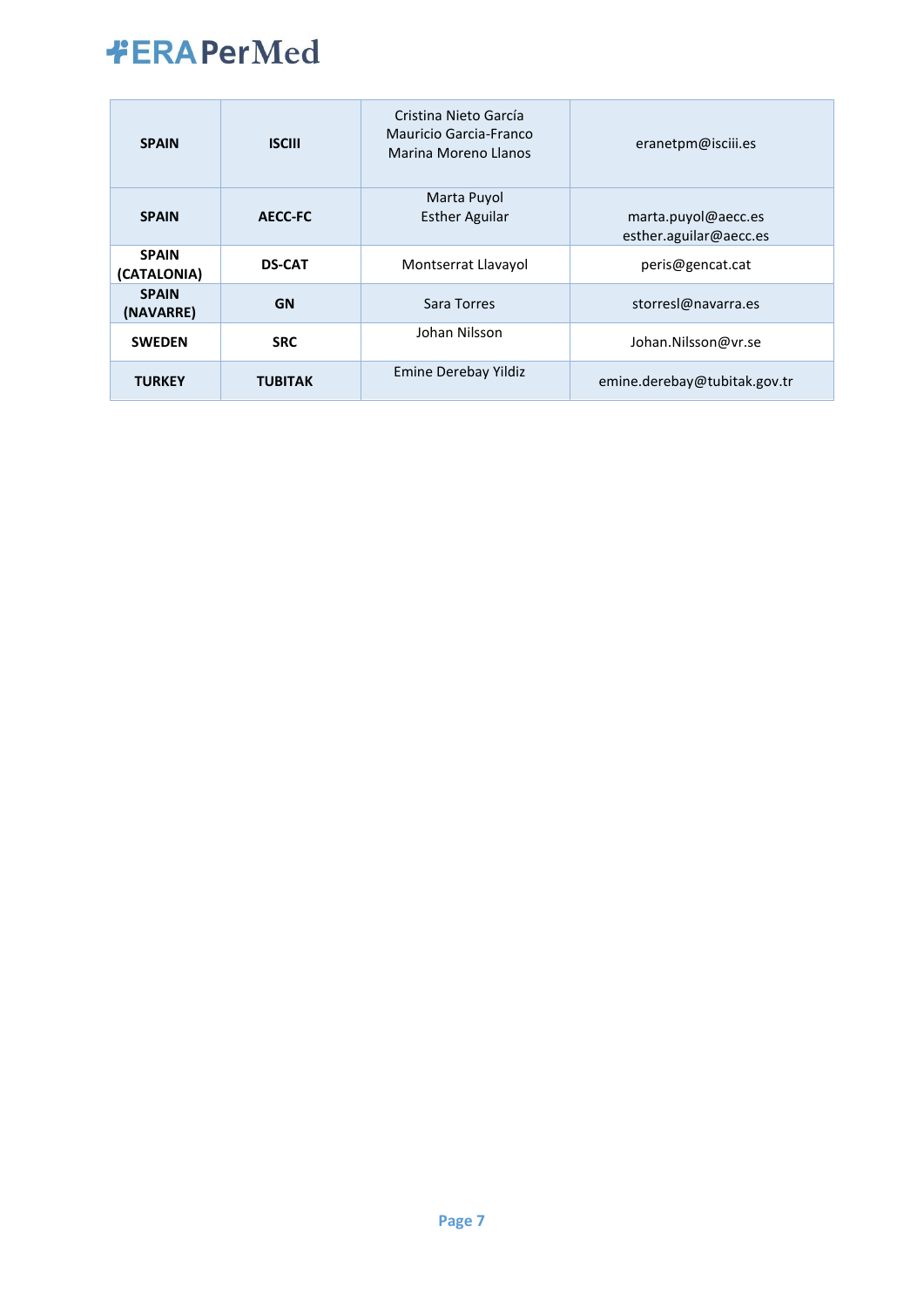| | | | |
|---|---|---|---|
| **SPAIN** | **ISCIII** | Cristina Nieto García<br>Mauricio Garcia-Franco<br>Marina Moreno Llanos | eranetpm@isciii.es |
| **SPAIN** | **AECC-FC** | Marta Puyol<br>Esther Aguilar | marta.puyol@aecc.es<br>esther.aguilar@aecc.es |
| **SPAIN (CATALONIA)** | **DS-CAT** | Montserrat Llavayol | peris@gencat.cat |
| **SPAIN (NAVARRE)** | **GN** | Sara Torres | storresl@navarra.es |
| **SWEDEN** | **SRC** | Johan Nilsson | Johan.Nilsson@vr.se |
| **TURKEY** | **TUBITAK** | Emine Derebay Yildiz | emine.derebay@tubitak.gov.tr |